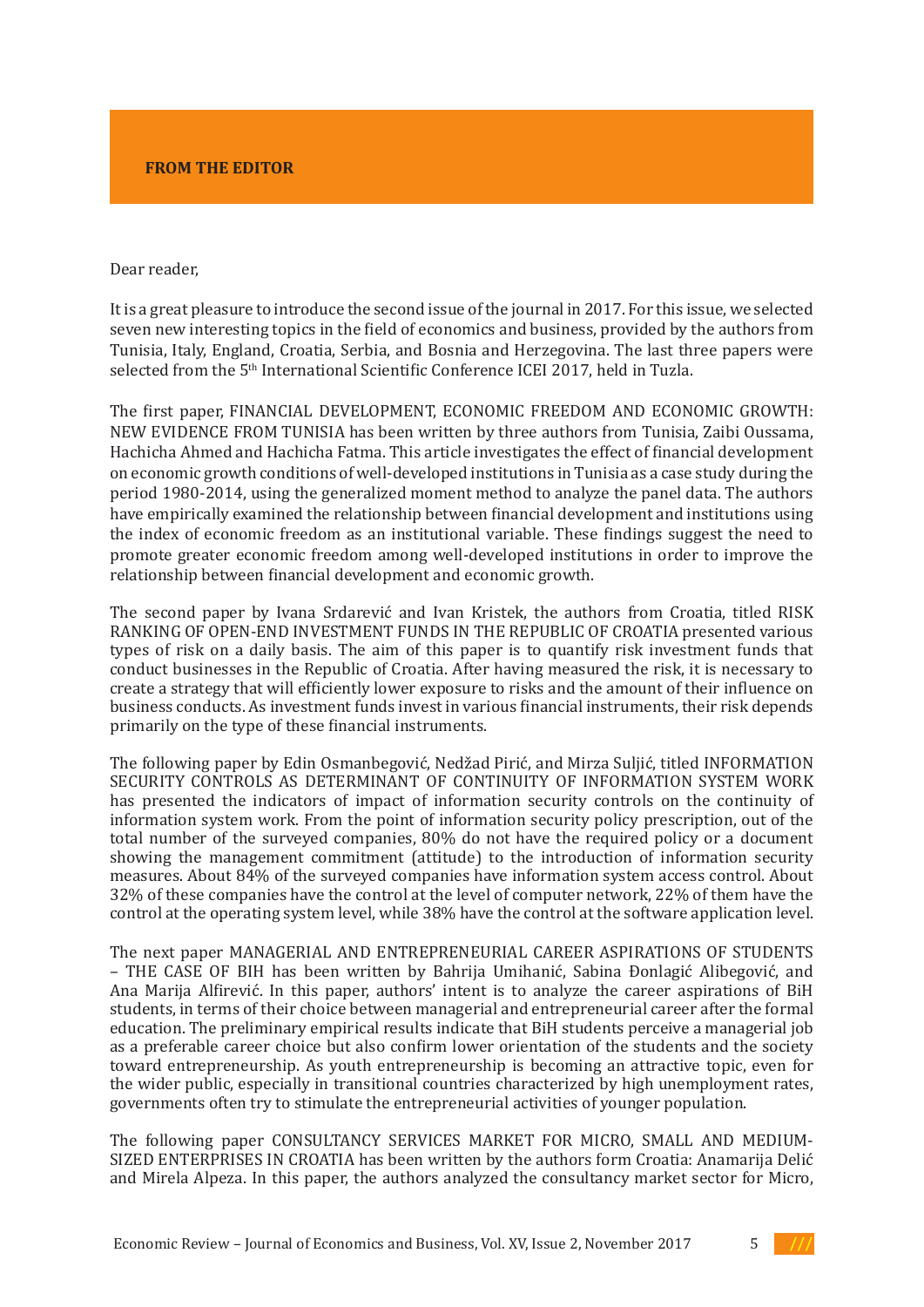## FROM THE EDITOR

Dear reader,

It is a great pleasure to introduce the second issue of the journal in 2017. For this issue, we selected seven new interesting topics in the field of economics and business, provided by the authors from Tunisia, Italy, England, Croatia, Serbia, and Bosnia and Herzegovina. The last three papers were selected from the 5th International Scientific Conference ICEI 2017, held in Tuzla.

The first paper, FINANCIAL DEVELOPMENT, ECONOMIC FREEDOM AND ECONOMIC GROWTH: NEW EVIDENCE FROM TUNISIA has been written by three authors from Tunisia, Zaibi Oussama, Hachicha Ahmed and Hachicha Fatma. This article investigates the effect of financial development on economic growth conditions of well-developed institutions in Tunisia as a case study during the period 1980-2014, using the generalized moment method to analyze the panel data. The authors have empirically examined the relationship between financial development and institutions using the index of economic freedom as an institutional variable. These findings suggest the need to promote greater economic freedom among well-developed institutions in order to improve the relationship between financial development and economic growth.

The second paper by Ivana Srdarević and Ivan Kristek, the authors from Croatia, titled RISK RANKING OF OPEN-END INVESTMENT FUNDS IN THE REPUBLIC OF CROATIA presented various types of risk on a daily basis. The aim of this paper is to quantify risk investment funds that conduct businesses in the Republic of Croatia. After having measured the risk, it is necessary to create a strategy that will efficiently lower exposure to risks and the amount of their influence on business conducts. As investment funds invest in various financial instruments, their risk depends primarily on the type of these financial instruments.

The following paper by Edin Osmanbegović, Nedžad Pirić, and Mirza Suljić, titled INFORMATION SECURITY CONTROLS AS DETERMINANT OF CONTINUITY OF INFORMATION SYSTEM WORK has presented the indicators of impact of information security controls on the continuity of information system work. From the point of information security policy prescription, out of the total number of the surveyed companies, 80% do not have the required policy or a document showing the management commitment (attitude) to the introduction of information security measures. About 84% of the surveyed companies have information system access control. About 32% of these companies have the control at the level of computer network, 22% of them have the control at the operating system level, while 38% have the control at the software application level.

The next paper MANAGERIAL AND ENTREPRENEURIAL CAREER ASPIRATIONS OF STUDENTS – THE CASE OF BIH has been written by Bahrija Umihanić, Sabina Đonlagić Alibegović, and Ana Marija Alfirević. In this paper, authors' intent is to analyze the career aspirations of BiH students, in terms of their choice between managerial and entrepreneurial career after the formal education. The preliminary empirical results indicate that BiH students perceive a managerial job as a preferable career choice but also confirm lower orientation of the students and the society toward entrepreneurship. As youth entrepreneurship is becoming an attractive topic, even for the wider public, especially in transitional countries characterized by high unemployment rates, governments often try to stimulate the entrepreneurial activities of younger population.

The following paper CONSULTANCY SERVICES MARKET FOR MICRO, SMALL AND MEDIUM-SIZED ENTERPRISES IN CROATIA has been written by the authors form Croatia: Anamarija Delić and Mirela Alpeza. In this paper, the authors analyzed the consultancy market sector for Micro,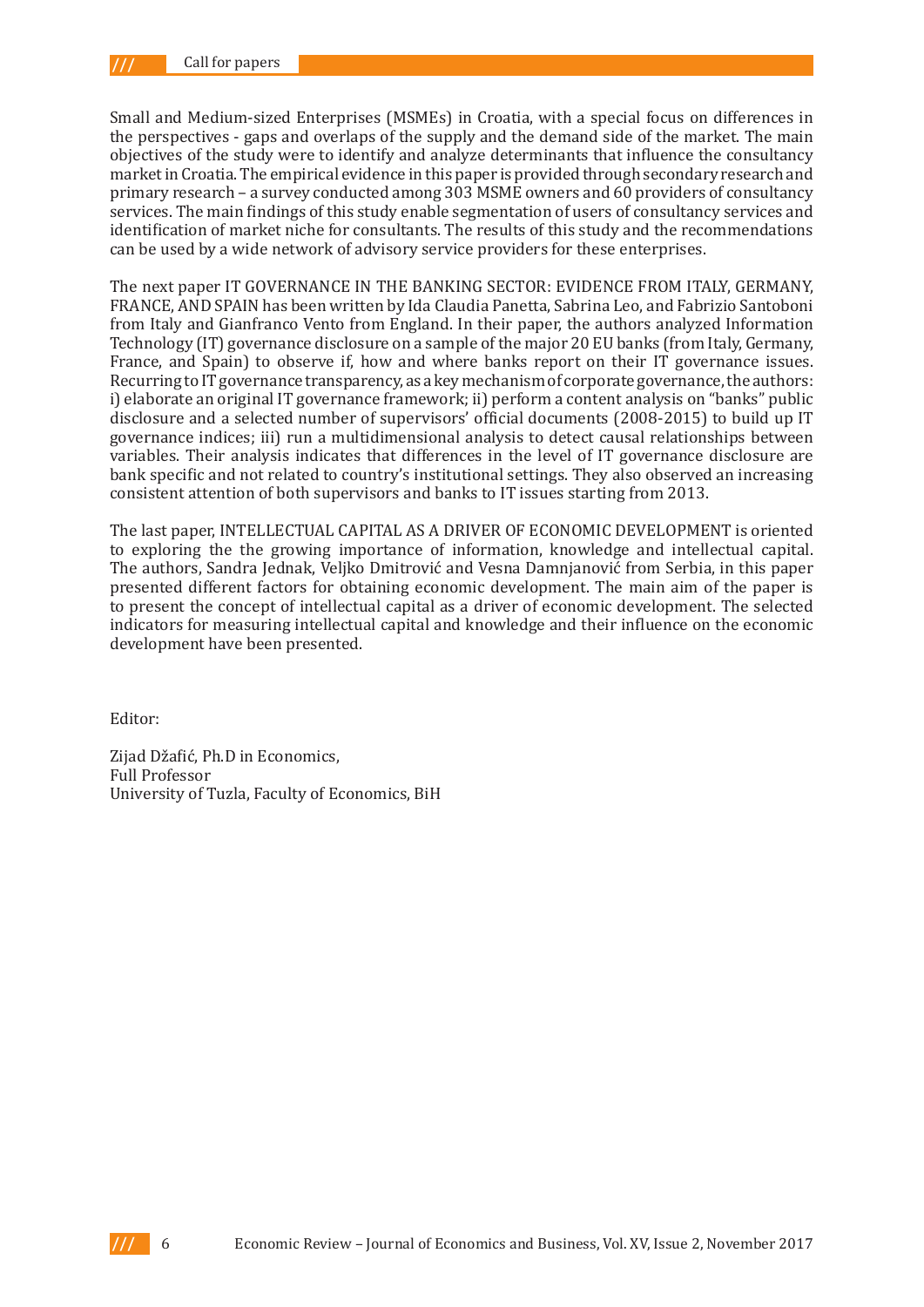Small and Medium-sized Enterprises (MSMEs) in Croatia, with a special focus on differences in the perspectives - gaps and overlaps of the supply and the demand side of the market. The main objectives of the study were to identify and analyze determinants that influence the consultancy market in Croatia. The empirical evidence in this paper is provided through secondary research and primary research – a survey conducted among 303 MSME owners and 60 providers of consultancy services. The main findings of this study enable segmentation of users of consultancy services and identification of market niche for consultants. The results of this study and the recommendations can be used by a wide network of advisory service providers for these enterprises.

The next paper IT GOVERNANCE IN THE BANKING SECTOR: EVIDENCE FROM ITALY, GERMANY, FRANCE, AND SPAIN has been written by Ida Claudia Panetta, Sabrina Leo, and Fabrizio Santoboni from Italy and Gianfranco Vento from England. In their paper, the authors analyzed Information Technology (IT) governance disclosure on a sample of the major 20 EU banks (from Italy, Germany, France, and Spain) to observe if, how and where banks report on their IT governance issues. Recurring to IT governance transparency, as a key mechanism of corporate governance, the authors: i) elaborate an original IT governance framework; ii) perform a content analysis on "banks" public disclosure and a selected number of supervisors' official documents (2008-2015) to build up IT governance indices; iii) run a multidimensional analysis to detect causal relationships between variables. Their analysis indicates that differences in the level of IT governance disclosure are bank specific and not related to country's institutional settings. They also observed an increasing consistent attention of both supervisors and banks to IT issues starting from 2013.

The last paper, INTELLECTUAL CAPITAL AS A DRIVER OF ECONOMIC DEVELOPMENT is oriented to exploring the the growing importance of information, knowledge and intellectual capital. The authors, Sandra Jednak, Veljko Dmitrović and Vesna Damnjanović from Serbia, in this paper presented different factors for obtaining economic development. The main aim of the paper is to present the concept of intellectual capital as a driver of economic development. The selected indicators for measuring intellectual capital and knowledge and their influence on the economic development have been presented.

Editor:

Zijad Džafić, Ph.D in Economics,
Full Professor
University of Tuzla, Faculty of Economics, BiH